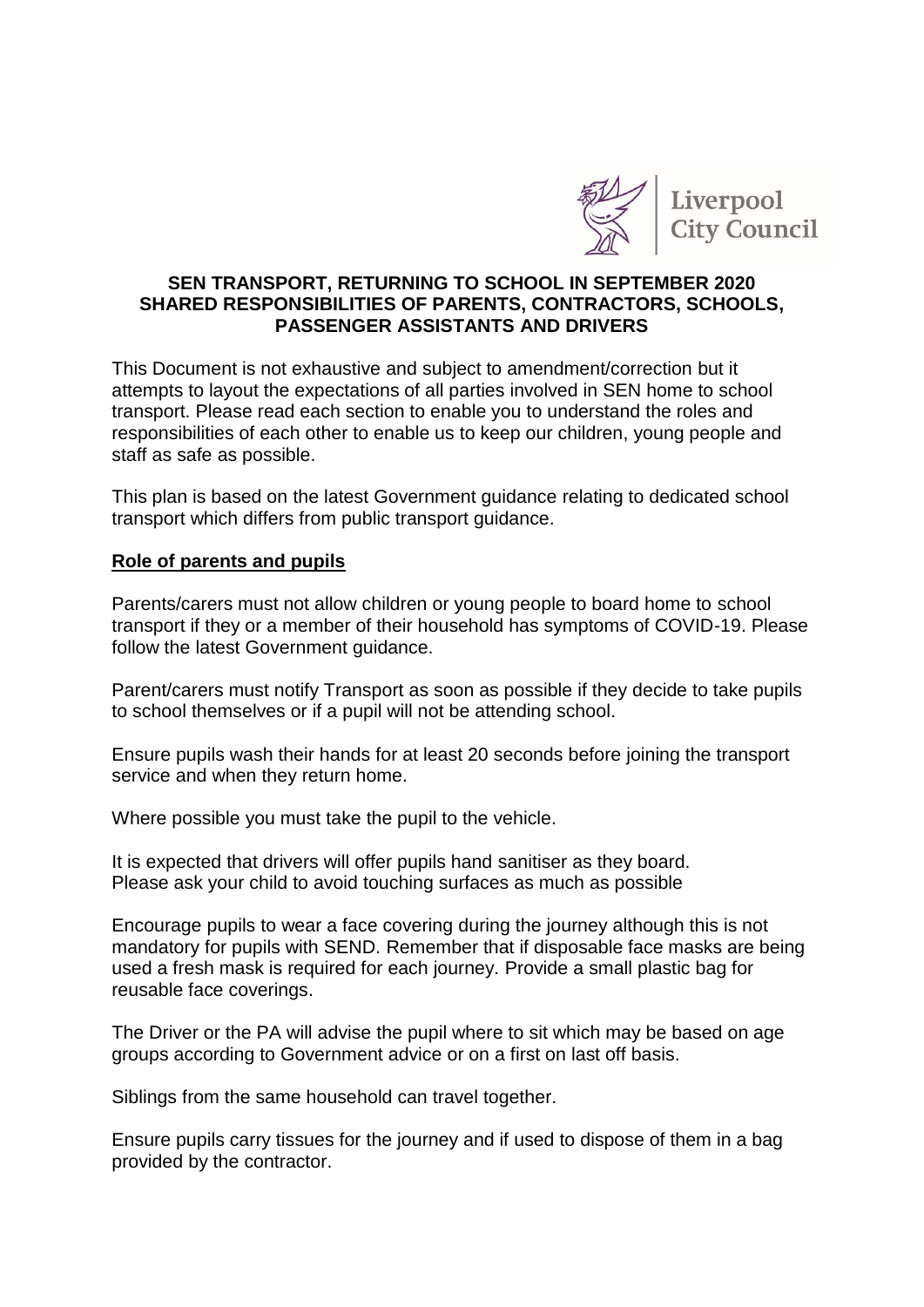Liverpool City Council

## SEN TRANSPORT, RETURNING TO SCHOOL IN SEPTEMBER 2020 SHARED RESPONSIBILITIES OF PARENTS, CONTRACTORS, SCHOOLS, PASSENGER ASSISTANTS AND DRIVERS

This Document is not exhaustive and subject to amendment/correction but it attempts to layout the expectations of all parties involved in SEN home to school transport. Please read each section to enable you to understand the roles and responsibilities of each other to enable us to keep our children, young people and staff as safe as possible.

This plan is based on the latest Government guidance relating to dedicated school transport which differs from public transport guidance.

### Role of parents and pupils

Parents/carers must not allow children or young people to board home to school transport if they or a member of their household has symptoms of COVID-19. Please follow the latest Government guidance.

Parent/carers must notify Transport as soon as possible if they decide to take pupils to school themselves or if a pupil will not be attending school.

Ensure pupils wash their hands for at least 20 seconds before joining the transport service and when they return home.

Where possible you must take the pupil to the vehicle.

It is expected that drivers will offer pupils hand sanitiser as they board.
Please ask your child to avoid touching surfaces as much as possible

Encourage pupils to wear a face covering during the journey although this is not mandatory for pupils with SEND. Remember that if disposable face masks are being used a fresh mask is required for each journey. Provide a small plastic bag for reusable face coverings.

The Driver or the PA will advise the pupil where to sit which may be based on age groups according to Government advice or on a first on last off basis.

Siblings from the same household can travel together.

Ensure pupils carry tissues for the journey and if used to dispose of them in a bag provided by the contractor.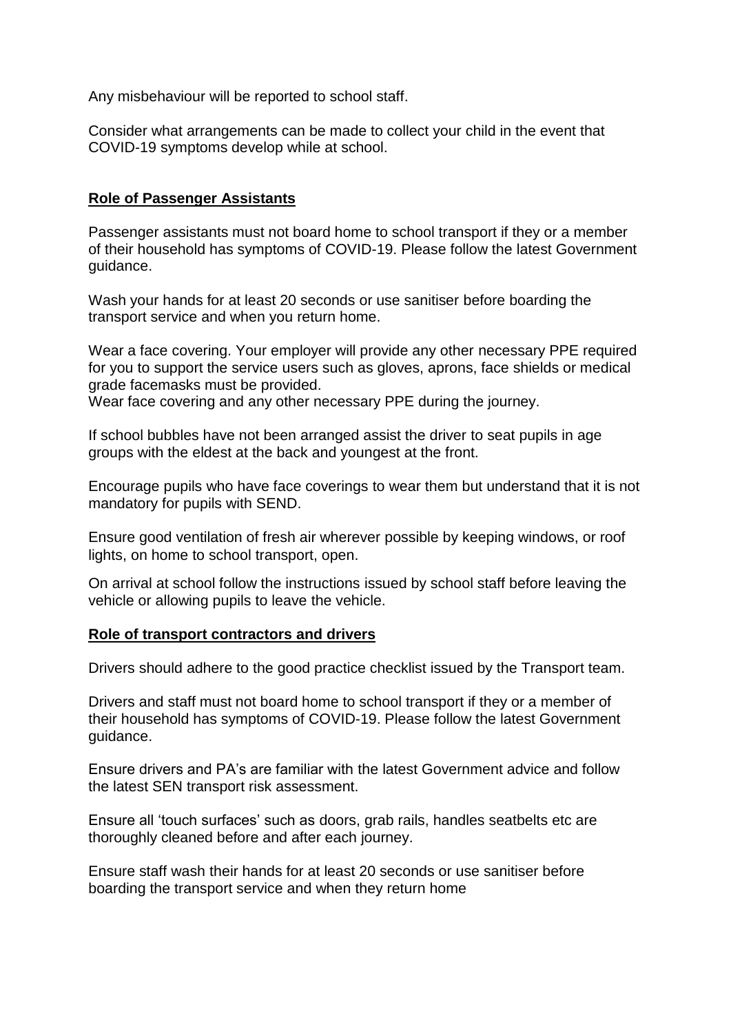Any misbehaviour will be reported to school staff.

Consider what arrangements can be made to collect your child in the event that COVID-19 symptoms develop while at school.

## Role of Passenger Assistants

Passenger assistants must not board home to school transport if they or a member of their household has symptoms of COVID-19. Please follow the latest Government guidance.

Wash your hands for at least 20 seconds or use sanitiser before boarding the transport service and when you return home.

Wear a face covering. Your employer will provide any other necessary PPE required for you to support the service users such as gloves, aprons, face shields or medical grade facemasks must be provided.
Wear face covering and any other necessary PPE during the journey.

If school bubbles have not been arranged assist the driver to seat pupils in age groups with the eldest at the back and youngest at the front.

Encourage pupils who have face coverings to wear them but understand that it is not mandatory for pupils with SEND.

Ensure good ventilation of fresh air wherever possible by keeping windows, or roof lights, on home to school transport, open.

On arrival at school follow the instructions issued by school staff before leaving the vehicle or allowing pupils to leave the vehicle.

## Role of transport contractors and drivers

Drivers should adhere to the good practice checklist issued by the Transport team.

Drivers and staff must not board home to school transport if they or a member of their household has symptoms of COVID-19. Please follow the latest Government guidance.

Ensure drivers and PA's are familiar with the latest Government advice and follow the latest SEN transport risk assessment.

Ensure all 'touch surfaces' such as doors, grab rails, handles seatbelts etc are thoroughly cleaned before and after each journey.

Ensure staff wash their hands for at least 20 seconds or use sanitiser before boarding the transport service and when they return home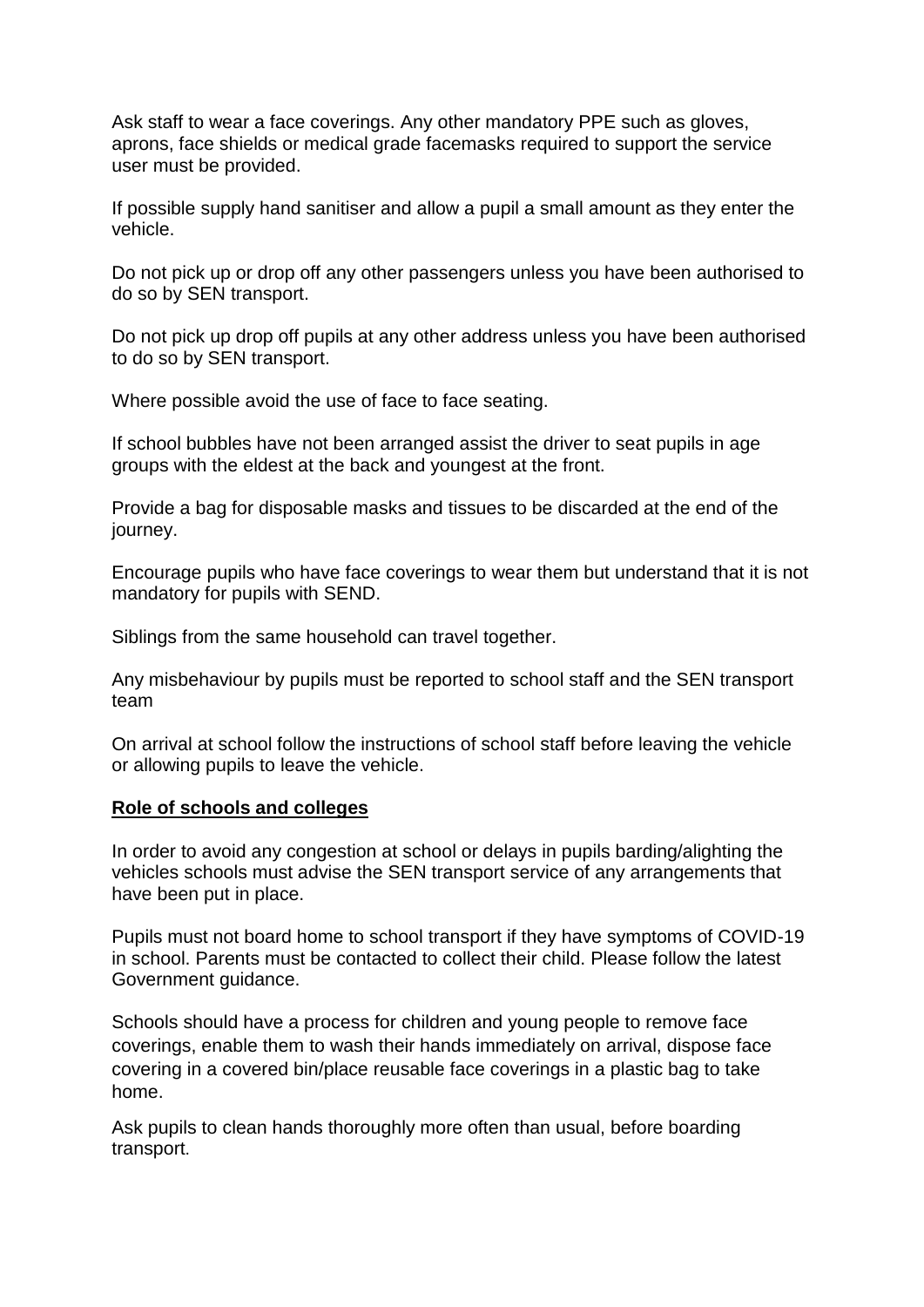Ask staff to wear a face coverings. Any other mandatory PPE such as gloves, aprons, face shields or medical grade facemasks required to support the service user must be provided.

If possible supply hand sanitiser and allow a pupil a small amount as they enter the vehicle.

Do not pick up or drop off any other passengers unless you have been authorised to do so by SEN transport.

Do not pick up drop off pupils at any other address unless you have been authorised to do so by SEN transport.

Where possible avoid the use of face to face seating.

If school bubbles have not been arranged assist the driver to seat pupils in age groups with the eldest at the back and youngest at the front.

Provide a bag for disposable masks and tissues to be discarded at the end of the journey.

Encourage pupils who have face coverings to wear them but understand that it is not mandatory for pupils with SEND.

Siblings from the same household can travel together.

Any misbehaviour by pupils must be reported to school staff and the SEN transport team

On arrival at school follow the instructions of school staff before leaving the vehicle or allowing pupils to leave the vehicle.

## **Role of schools and colleges**

In order to avoid any congestion at school or delays in pupils barding/alighting the vehicles schools must advise the SEN transport service of any arrangements that have been put in place.

Pupils must not board home to school transport if they have symptoms of COVID-19 in school. Parents must be contacted to collect their child. Please follow the latest Government guidance.

Schools should have a process for children and young people to remove face coverings, enable them to wash their hands immediately on arrival, dispose face covering in a covered bin/place reusable face coverings in a plastic bag to take home.

Ask pupils to clean hands thoroughly more often than usual, before boarding transport.